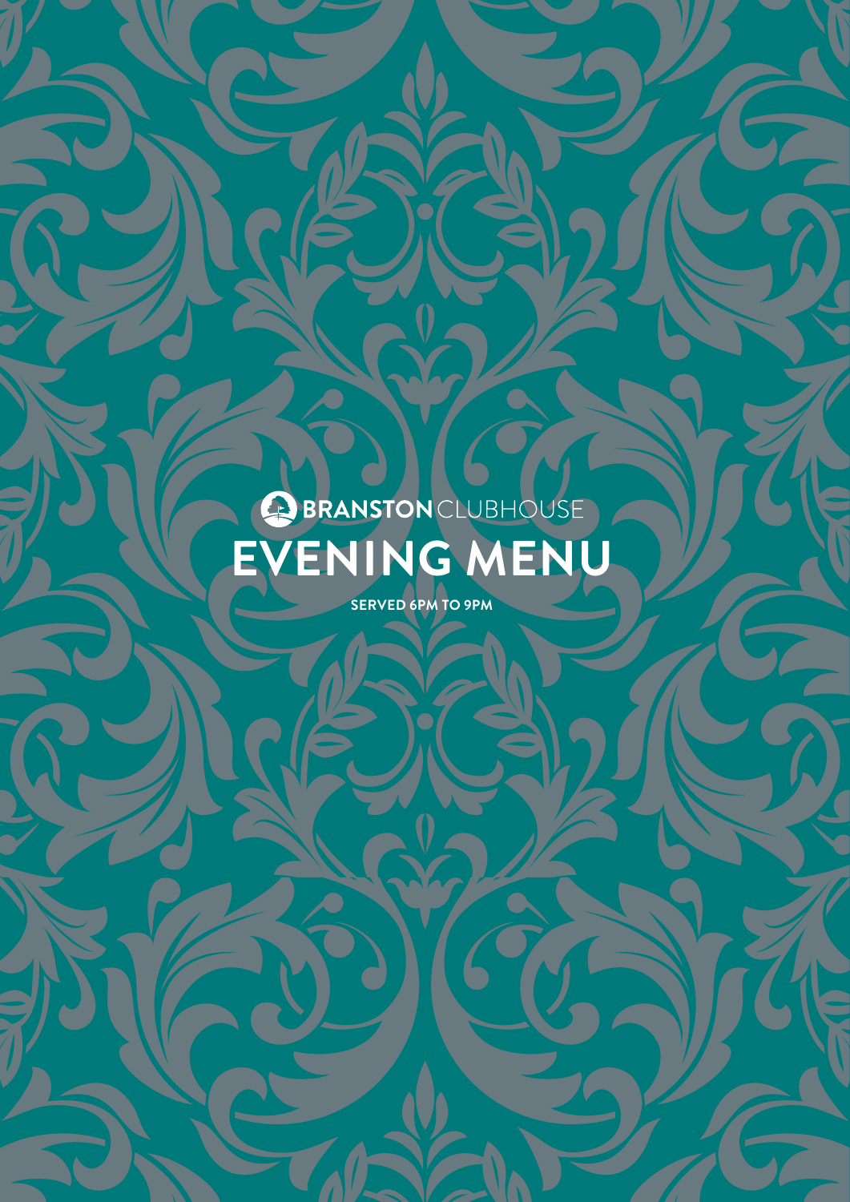**BRANSTON** CLUBHOUSE

# EVENING MENU

**SERVED 6PM TO 9PM**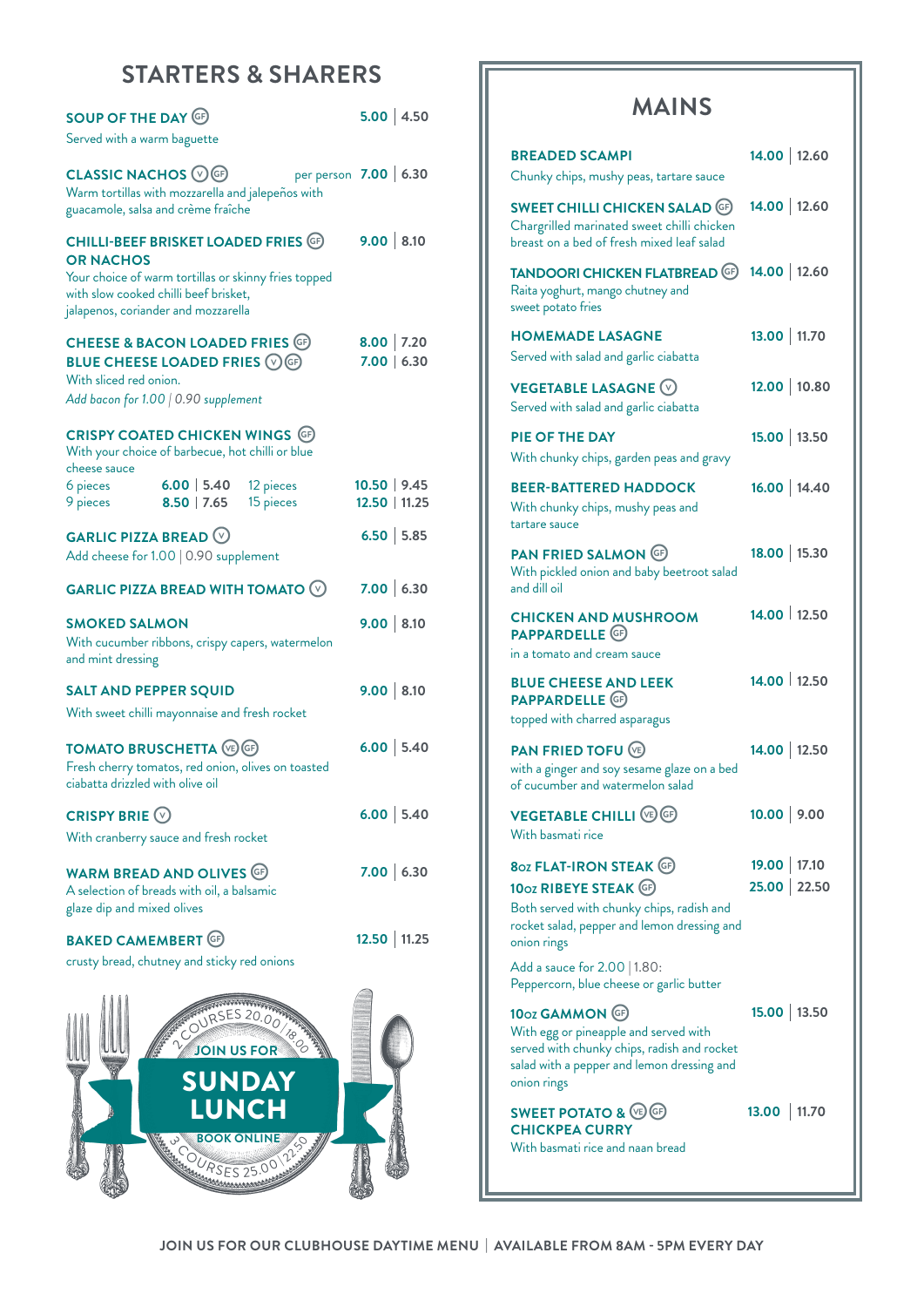## STARTERS & SHARERS

**SOUP OF THE DAY** (GF) — 5.00 | 4.50
Served with a warm baguette

**CLASSIC NACHOS** (V) (GF) — per person 7.00 | 6.30
Warm tortillas with mozzarella and jalepeños with guacamole, salsa and crème fraîche

**CHILLI-BEEF BRISKET LOADED FRIES OR NACHOS** (GF) — 9.00 | 8.10
Your choice of warm tortillas or skinny fries topped with slow cooked chilli beef brisket, jalapenos, coriander and mozzarella

**CHEESE & BACON LOADED FRIES** (GF) — 8.00 | 7.20
**BLUE CHEESE LOADED FRIES** (V) (GF) — 7.00 | 6.30
With sliced red onion.
*Add bacon for 1.00 | 0.90 supplement*

**CRISPY COATED CHICKEN WINGS** (GF)
With your choice of barbecue, hot chilli or blue cheese sauce

| | | | |
|---|---|---|---|
| 6 pieces | 6.00 \| 5.40 | 12 pieces | 10.50 \| 9.45 |
| 9 pieces | 8.50 \| 7.65 | 15 pieces | 12.50 \| 11.25 |

**GARLIC PIZZA BREAD** (V) — 6.50 | 5.85
Add cheese for 1.00 | 0.90 supplement

**GARLIC PIZZA BREAD WITH TOMATO** (V) — 7.00 | 6.30

**SMOKED SALMON** — 9.00 | 8.10
With cucumber ribbons, crispy capers, watermelon and mint dressing

**SALT AND PEPPER SQUID** — 9.00 | 8.10
With sweet chilli mayonnaise and fresh rocket

**TOMATO BRUSCHETTA** (VE) (GF) — 6.00 | 5.40
Fresh cherry tomatos, red onion, olives on toasted ciabatta drizzled with olive oil

**CRISPY BRIE** (V) — 6.00 | 5.40
With cranberry sauce and fresh rocket

**WARM BREAD AND OLIVES** (GF) — 7.00 | 6.30
A selection of breads with oil, a balsamic glaze dip and mixed olives

**BAKED CAMEMBERT** (GF) — 12.50 | 11.25
crusty bread, chutney and sticky red onions

JOIN US FOR **SUNDAY LUNCH**
2 COURSES 20.00 | 18.00
3 COURSES 25.00 | 22.50
BOOK ONLINE

## MAINS

**BREADED SCAMPI** — 14.00 | 12.60
Chunky chips, mushy peas, tartare sauce

**SWEET CHILLI CHICKEN SALAD** (GF) — 14.00 | 12.60
Chargrilled marinated sweet chilli chicken breast on a bed of fresh mixed leaf salad

**TANDOORI CHICKEN FLATBREAD** (GF) — 14.00 | 12.60
Raita yoghurt, mango chutney and sweet potato fries

**HOMEMADE LASAGNE** — 13.00 | 11.70
Served with salad and garlic ciabatta

**VEGETABLE LASAGNE** (V) — 12.00 | 10.80
Served with salad and garlic ciabatta

**PIE OF THE DAY** — 15.00 | 13.50
With chunky chips, garden peas and gravy

**BEER-BATTERED HADDOCK** — 16.00 | 14.40
With chunky chips, mushy peas and tartare sauce

**PAN FRIED SALMON** (GF) — 18.00 | 15.30
With pickled onion and baby beetroot salad and dill oil

**CHICKEN AND MUSHROOM PAPPARDELLE** (GF) — 14.00 | 12.50
in a tomato and cream sauce

**BLUE CHEESE AND LEEK PAPPARDELLE** (GF) — 14.00 | 12.50
topped with charred asparagus

**PAN FRIED TOFU** (VE) — 14.00 | 12.50
with a ginger and soy sesame glaze on a bed of cucumber and watermelon salad

**VEGETABLE CHILLI** (VE) (GF) — 10.00 | 9.00
With basmati rice

**8oz FLAT-IRON STEAK** (GF) — 19.00 | 17.10
**10oz RIBEYE STEAK** (GF) — 25.00 | 22.50
Both served with chunky chips, radish and rocket salad, pepper and lemon dressing and onion rings

Add a sauce for 2.00 | 1.80:
Peppercorn, blue cheese or garlic butter

**10oz GAMMON** (GF) — 15.00 | 13.50
With egg or pineapple and served with served with chunky chips, radish and rocket salad with a pepper and lemon dressing and onion rings

**SWEET POTATO & CHICKPEA CURRY** (VE) (GF) — 13.00 | 11.70
With basmati rice and naan bread

JOIN US FOR OUR CLUBHOUSE DAYTIME MENU | AVAILABLE FROM 8AM - 5PM EVERY DAY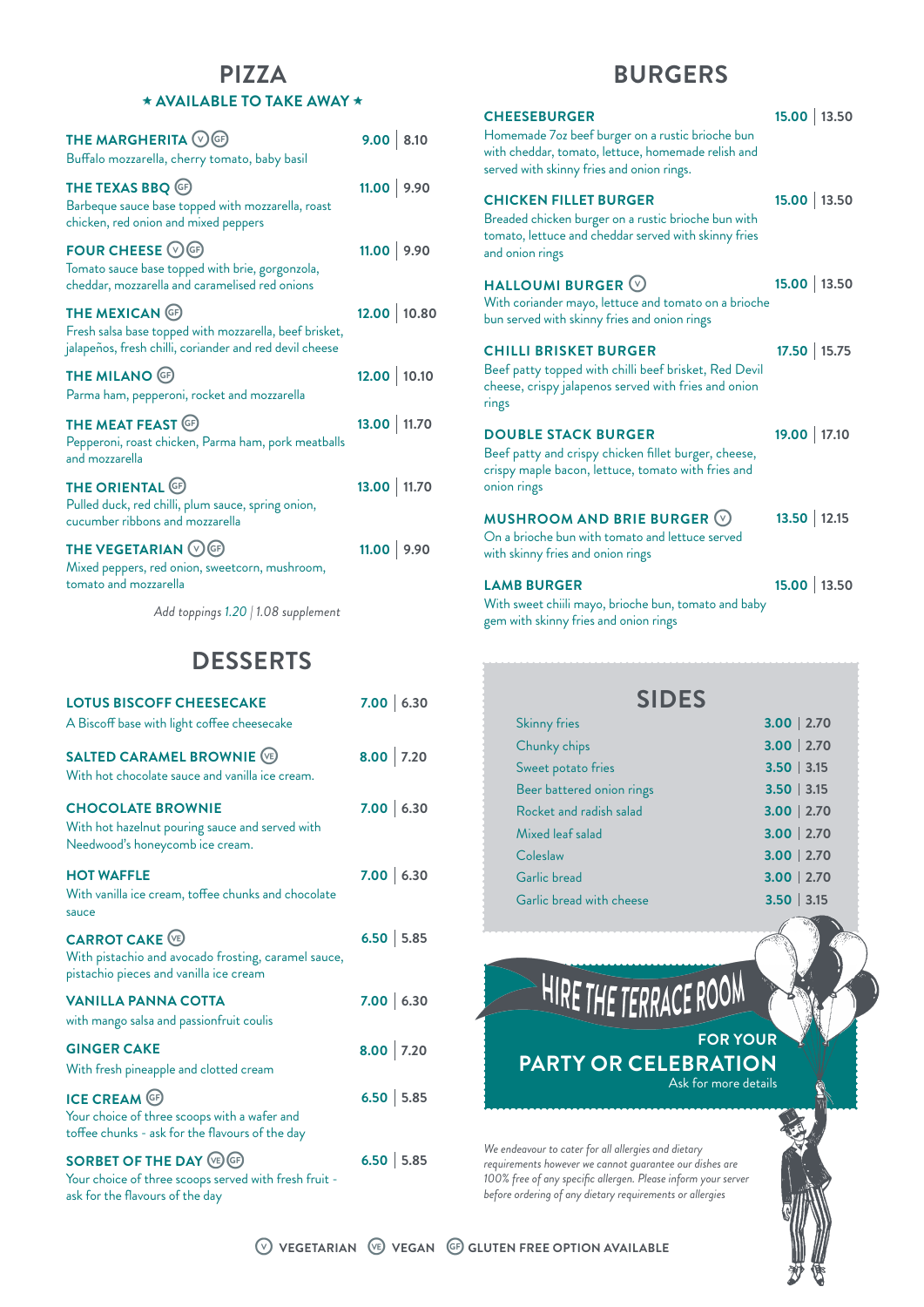## PIZZA

★ AVAILABLE TO TAKE AWAY ★

**THE MARGHERITA** (V) (GF) — 9.00 | 8.10
Buffalo mozzarella, cherry tomato, baby basil

**THE TEXAS BBQ** (GF) — 11.00 | 9.90
Barbeque sauce base topped with mozzarella, roast chicken, red onion and mixed peppers

**FOUR CHEESE** (V) (GF) — 11.00 | 9.90
Tomato sauce base topped with brie, gorgonzola, cheddar, mozzarella and caramelised red onions

**THE MEXICAN** (GF) — 12.00 | 10.80
Fresh salsa base topped with mozzarella, beef brisket, jalapeños, fresh chilli, coriander and red devil cheese

**THE MILANO** (GF) — 12.00 | 10.10
Parma ham, pepperoni, rocket and mozzarella

**THE MEAT FEAST** (GF) — 13.00 | 11.70
Pepperoni, roast chicken, Parma ham, pork meatballs and mozzarella

**THE ORIENTAL** (GF) — 13.00 | 11.70
Pulled duck, red chilli, plum sauce, spring onion, cucumber ribbons and mozzarella

**THE VEGETARIAN** (V) (GF) — 11.00 | 9.90
Mixed peppers, red onion, sweetcorn, mushroom, tomato and mozzarella

*Add toppings 1.20 | 1.08 supplement*

## DESSERTS

**LOTUS BISCOFF CHEESECAKE** — 7.00 | 6.30
A Biscoff base with light coffee cheesecake

**SALTED CARAMEL BROWNIE** (VE) — 8.00 | 7.20
With hot chocolate sauce and vanilla ice cream.

**CHOCOLATE BROWNIE** — 7.00 | 6.30
With hot hazelnut pouring sauce and served with Needwood's honeycomb ice cream.

**HOT WAFFLE** — 7.00 | 6.30
With vanilla ice cream, toffee chunks and chocolate sauce

**CARROT CAKE** (VE) — 6.50 | 5.85
With pistachio and avocado frosting, caramel sauce, pistachio pieces and vanilla ice cream

**VANILLA PANNA COTTA** — 7.00 | 6.30
with mango salsa and passionfruit coulis

**GINGER CAKE** — 8.00 | 7.20
With fresh pineapple and clotted cream

**ICE CREAM** (GF) — 6.50 | 5.85
Your choice of three scoops with a wafer and toffee chunks - ask for the flavours of the day

**SORBET OF THE DAY** (VE) (GF) — 6.50 | 5.85
Your choice of three scoops served with fresh fruit - ask for the flavours of the day

## BURGERS

**CHEESEBURGER** — 15.00 | 13.50
Homemade 7oz beef burger on a rustic brioche bun with cheddar, tomato, lettuce, homemade relish and served with skinny fries and onion rings.

**CHICKEN FILLET BURGER** — 15.00 | 13.50
Breaded chicken burger on a rustic brioche bun with tomato, lettuce and cheddar served with skinny fries and onion rings

**HALLOUMI BURGER** (V) — 15.00 | 13.50
With coriander mayo, lettuce and tomato on a brioche bun served with skinny fries and onion rings

**CHILLI BRISKET BURGER** — 17.50 | 15.75
Beef patty topped with chilli beef brisket, Red Devil cheese, crispy jalapenos served with fries and onion rings

**DOUBLE STACK BURGER** — 19.00 | 17.10
Beef patty and crispy chicken fillet burger, cheese, crispy maple bacon, lettuce, tomato with fries and onion rings

**MUSHROOM AND BRIE BURGER** (V) — 13.50 | 12.15
On a brioche bun with tomato and lettuce served with skinny fries and onion rings

**LAMB BURGER** — 15.00 | 13.50
With sweet chilli mayo, brioche bun, tomato and baby gem with skinny fries and onion rings

## SIDES

| Item | Price |
|---|---|
| Skinny fries | 3.00 \| 2.70 |
| Chunky chips | 3.00 \| 2.70 |
| Sweet potato fries | 3.50 \| 3.15 |
| Beer battered onion rings | 3.50 \| 3.15 |
| Rocket and radish salad | 3.00 \| 2.70 |
| Mixed leaf salad | 3.00 \| 2.70 |
| Coleslaw | 3.00 \| 2.70 |
| Garlic bread | 3.00 \| 2.70 |
| Garlic bread with cheese | 3.50 \| 3.15 |

**HIRE THE TERRACE ROOM**

**FOR YOUR**
**PARTY OR CELEBRATION**
Ask for more details

*We endeavour to cater for all allergies and dietary requirements however we cannot guarantee our dishes are 100% free of any specific allergen. Please inform your server before ordering of any dietary requirements or allergies*

(V) VEGETARIAN (VE) VEGAN (GF) GLUTEN FREE OPTION AVAILABLE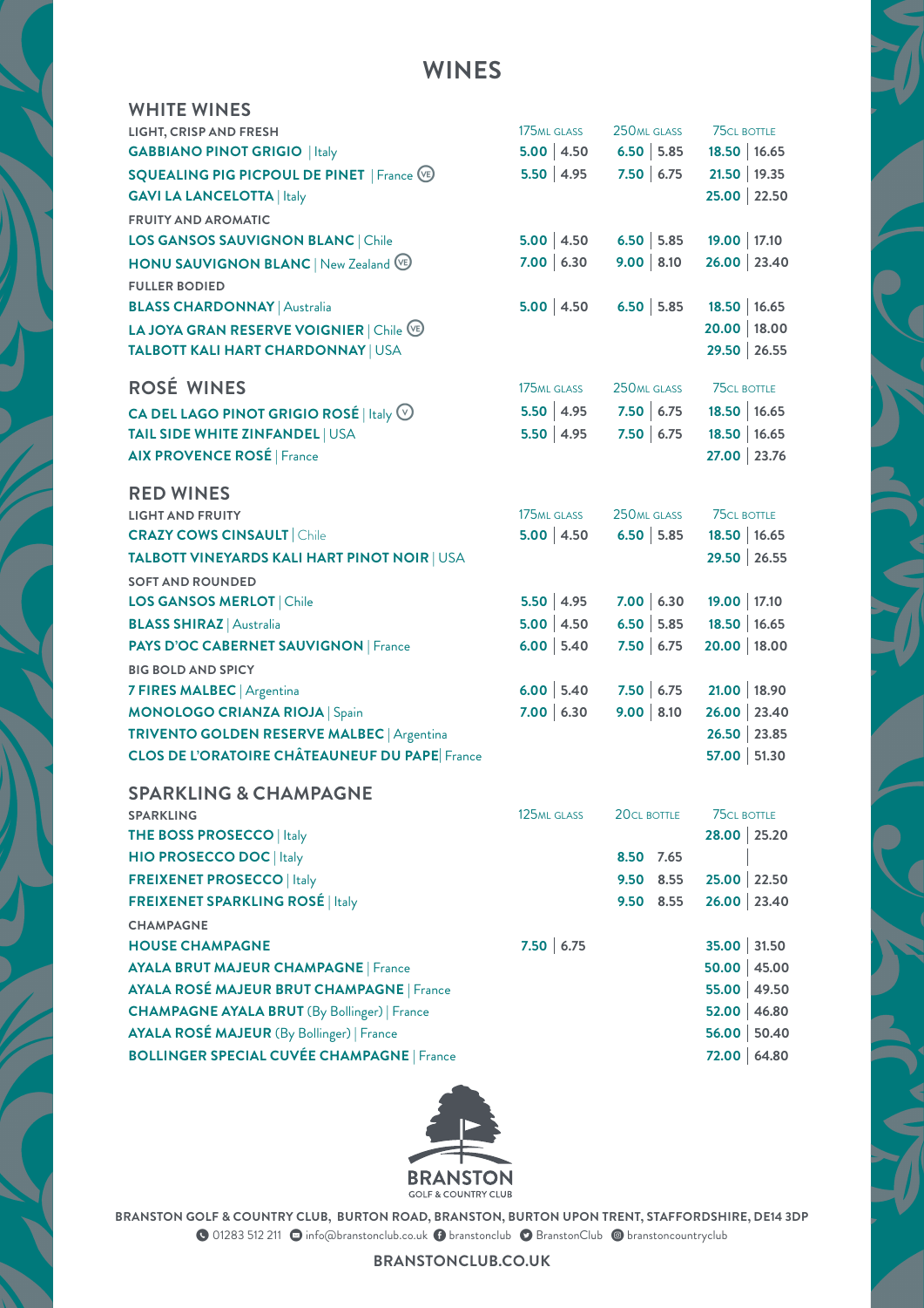# WINES

## WHITE WINES

| | 175ML GLASS | 250ML GLASS | 75CL BOTTLE |
|---|---|---|---|
| **LIGHT, CRISP AND FRESH** | | | |
| **GABBIANO PINOT GRIGIO** \| Italy | **5.00** \| 4.50 | **6.50** \| 5.85 | **18.50** \| 16.65 |
| **SQUEALING PIG PICPOUL DE PINET** \| France (VE) | **5.50** \| 4.95 | **7.50** \| 6.75 | **21.50** \| 19.35 |
| **GAVI LA LANCELOTTA** \| Italy | | | **25.00** \| 22.50 |
| **FRUITY AND AROMATIC** | | | |
| **LOS GANSOS SAUVIGNON BLANC** \| Chile | **5.00** \| 4.50 | **6.50** \| 5.85 | **19.00** \| 17.10 |
| **HONU SAUVIGNON BLANC** \| New Zealand (VE) | **7.00** \| 6.30 | **9.00** \| 8.10 | **26.00** \| 23.40 |
| **FULLER BODIED** | | | |
| **BLASS CHARDONNAY** \| Australia | **5.00** \| 4.50 | **6.50** \| 5.85 | **18.50** \| 16.65 |
| **LA JOYA GRAN RESERVE VOIGNIER** \| Chile (VE) | | | **20.00** \| 18.00 |
| **TALBOTT KALI HART CHARDONNAY** \| USA | | | **29.50** \| 26.55 |

## ROSÉ WINES

| | 175ML GLASS | 250ML GLASS | 75CL BOTTLE |
|---|---|---|---|
| **CA DEL LAGO PINOT GRIGIO ROSÉ** \| Italy (V) | **5.50** \| 4.95 | **7.50** \| 6.75 | **18.50** \| 16.65 |
| **TAIL SIDE WHITE ZINFANDEL** \| USA | **5.50** \| 4.95 | **7.50** \| 6.75 | **18.50** \| 16.65 |
| **AIX PROVENCE ROSÉ** \| France | | | **27.00** \| 23.76 |

## RED WINES

| | 175ML GLASS | 250ML GLASS | 75CL BOTTLE |
|---|---|---|---|
| **LIGHT AND FRUITY** | | | |
| **CRAZY COWS CINSAULT** \| Chile | **5.00** \| 4.50 | **6.50** \| 5.85 | **18.50** \| 16.65 |
| **TALBOTT VINEYARDS KALI HART PINOT NOIR** \| USA | | | **29.50** \| 26.55 |
| **SOFT AND ROUNDED** | | | |
| **LOS GANSOS MERLOT** \| Chile | **5.50** \| 4.95 | **7.00** \| 6.30 | **19.00** \| 17.10 |
| **BLASS SHIRAZ** \| Australia | **5.00** \| 4.50 | **6.50** \| 5.85 | **18.50** \| 16.65 |
| **PAYS D'OC CABERNET SAUVIGNON** \| France | **6.00** \| 5.40 | **7.50** \| 6.75 | **20.00** \| 18.00 |
| **BIG BOLD AND SPICY** | | | |
| **7 FIRES MALBEC** \| Argentina | **6.00** \| 5.40 | **7.50** \| 6.75 | **21.00** \| 18.90 |
| **MONOLOGO CRIANZA RIOJA** \| Spain | **7.00** \| 6.30 | **9.00** \| 8.10 | **26.00** \| 23.40 |
| **TRIVENTO GOLDEN RESERVE MALBEC** \| Argentina | | | **26.50** \| 23.85 |
| **CLOS DE L'ORATOIRE CHÂTEAUNEUF DU PAPE** \| France | | | **57.00** \| 51.30 |

## SPARKLING & CHAMPAGNE

| | 125ML GLASS | 20CL BOTTLE | 75CL BOTTLE |
|---|---|---|---|
| **SPARKLING** | | | |
| **THE BOSS PROSECCO** \| Italy | | | **28.00** \| 25.20 |
| **HIO PROSECCO DOC** \| Italy | | **8.50** 7.65 | |
| **FREIXENET PROSECCO** \| Italy | | **9.50** 8.55 | **25.00** \| 22.50 |
| **FREIXENET SPARKLING ROSÉ** \| Italy | | **9.50** 8.55 | **26.00** \| 23.40 |
| **CHAMPAGNE** | | | |
| **HOUSE CHAMPAGNE** | **7.50** \| 6.75 | | **35.00** \| 31.50 |
| **AYALA BRUT MAJEUR CHAMPAGNE** \| France | | | **50.00** \| 45.00 |
| **AYALA ROSÉ MAJEUR BRUT CHAMPAGNE** \| France | | | **55.00** \| 49.50 |
| **CHAMPAGNE AYALA BRUT** (By Bollinger) \| France | | | **52.00** \| 46.80 |
| **AYALA ROSÉ MAJEUR** (By Bollinger) \| France | | | **56.00** \| 50.40 |
| **BOLLINGER SPECIAL CUVÉE CHAMPAGNE** \| France | | | **72.00** \| 64.80 |

BRANSTON
GOLF & COUNTRY CLUB

**BRANSTON GOLF & COUNTRY CLUB, BURTON ROAD, BRANSTON, BURTON UPON TRENT, STAFFORDSHIRE, DE14 3DP**

01283 512 211 info@branstonclub.co.uk branstonclub BranstonClub branstoncountryclub

**BRANSTONCLUB.CO.UK**